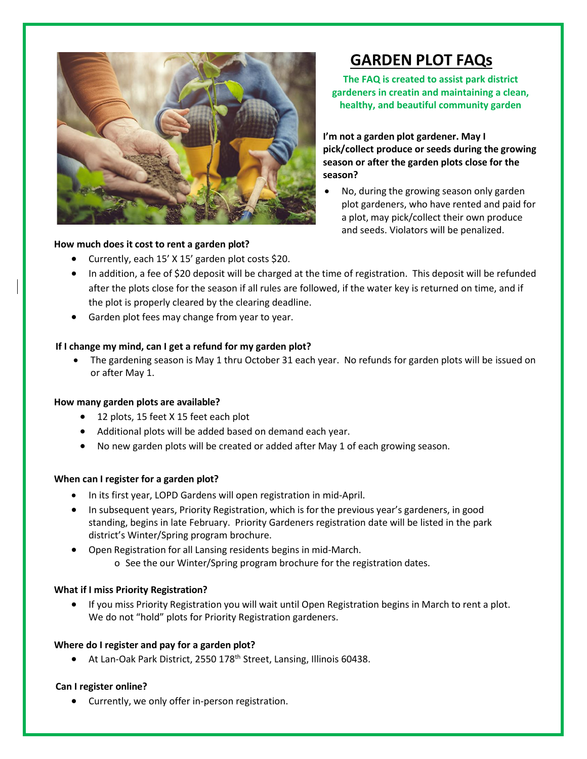# GARDEN PLOT FAQs

**The FAQ is created to assist park district gardeners in creatin and maintaining a clean, healthy, and beautiful community garden**

**I'm not a garden plot gardener. May I pick/collect produce or seeds during the growing season or after the garden plots close for the season?**

- No, during the growing season only garden plot gardeners, who have rented and paid for a plot, may pick/collect their own produce and seeds. Violators will be penalized.

**How much does it cost to rent a garden plot?**

- Currently, each 15' X 15' garden plot costs $20.
- In addition, a fee of $20 deposit will be charged at the time of registration. This deposit will be refunded after the plots close for the season if all rules are followed, if the water key is returned on time, and if the plot is properly cleared by the clearing deadline.
- Garden plot fees may change from year to year.

**If I change my mind, can I get a refund for my garden plot?**

- The gardening season is May 1 thru October 31 each year. No refunds for garden plots will be issued on or after May 1.

**How many garden plots are available?**

- 12 plots, 15 feet X 15 feet each plot
- Additional plots will be added based on demand each year.
- No new garden plots will be created or added after May 1 of each growing season.

**When can I register for a garden plot?**

- In its first year, LOPD Gardens will open registration in mid-April.
- In subsequent years, Priority Registration, which is for the previous year's gardeners, in good standing, begins in late February. Priority Gardeners registration date will be listed in the park district's Winter/Spring program brochure.
- Open Registration for all Lansing residents begins in mid-March.
  - See the our Winter/Spring program brochure for the registration dates.

**What if I miss Priority Registration?**

- If you miss Priority Registration you will wait until Open Registration begins in March to rent a plot. We do not "hold" plots for Priority Registration gardeners.

**Where do I register and pay for a garden plot?**

- At Lan-Oak Park District, 2550 178th Street, Lansing, Illinois 60438.

**Can I register online?**

- Currently, we only offer in-person registration.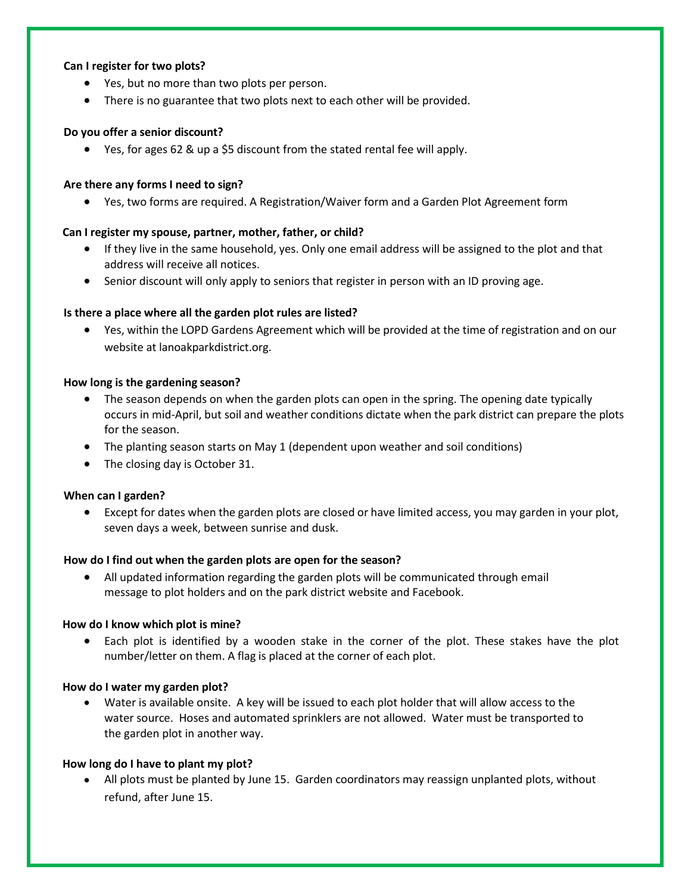**Can I register for two plots?**

- Yes, but no more than two plots per person.
- There is no guarantee that two plots next to each other will be provided.

**Do you offer a senior discount?**

- Yes, for ages 62 & up a $5 discount from the stated rental fee will apply.

**Are there any forms I need to sign?**

- Yes, two forms are required. A Registration/Waiver form and a Garden Plot Agreement form

**Can I register my spouse, partner, mother, father, or child?**

- If they live in the same household, yes. Only one email address will be assigned to the plot and that address will receive all notices.
- Senior discount will only apply to seniors that register in person with an ID proving age.

**Is there a place where all the garden plot rules are listed?**

- Yes, within the LOPD Gardens Agreement which will be provided at the time of registration and on our website at lanoakparkdistrict.org.

**How long is the gardening season?**

- The season depends on when the garden plots can open in the spring. The opening date typically occurs in mid-April, but soil and weather conditions dictate when the park district can prepare the plots for the season.
- The planting season starts on May 1 (dependent upon weather and soil conditions)
- The closing day is October 31.

**When can I garden?**

- Except for dates when the garden plots are closed or have limited access, you may garden in your plot, seven days a week, between sunrise and dusk.

**How do I find out when the garden plots are open for the season?**

- All updated information regarding the garden plots will be communicated through email message to plot holders and on the park district website and Facebook.

**How do I know which plot is mine?**

- Each plot is identified by a wooden stake in the corner of the plot. These stakes have the plot number/letter on them. A flag is placed at the corner of each plot.

**How do I water my garden plot?**

- Water is available onsite. A key will be issued to each plot holder that will allow access to the water source. Hoses and automated sprinklers are not allowed. Water must be transported to the garden plot in another way.

**How long do I have to plant my plot?**

- All plots must be planted by June 15. Garden coordinators may reassign unplanted plots, without refund, after June 15.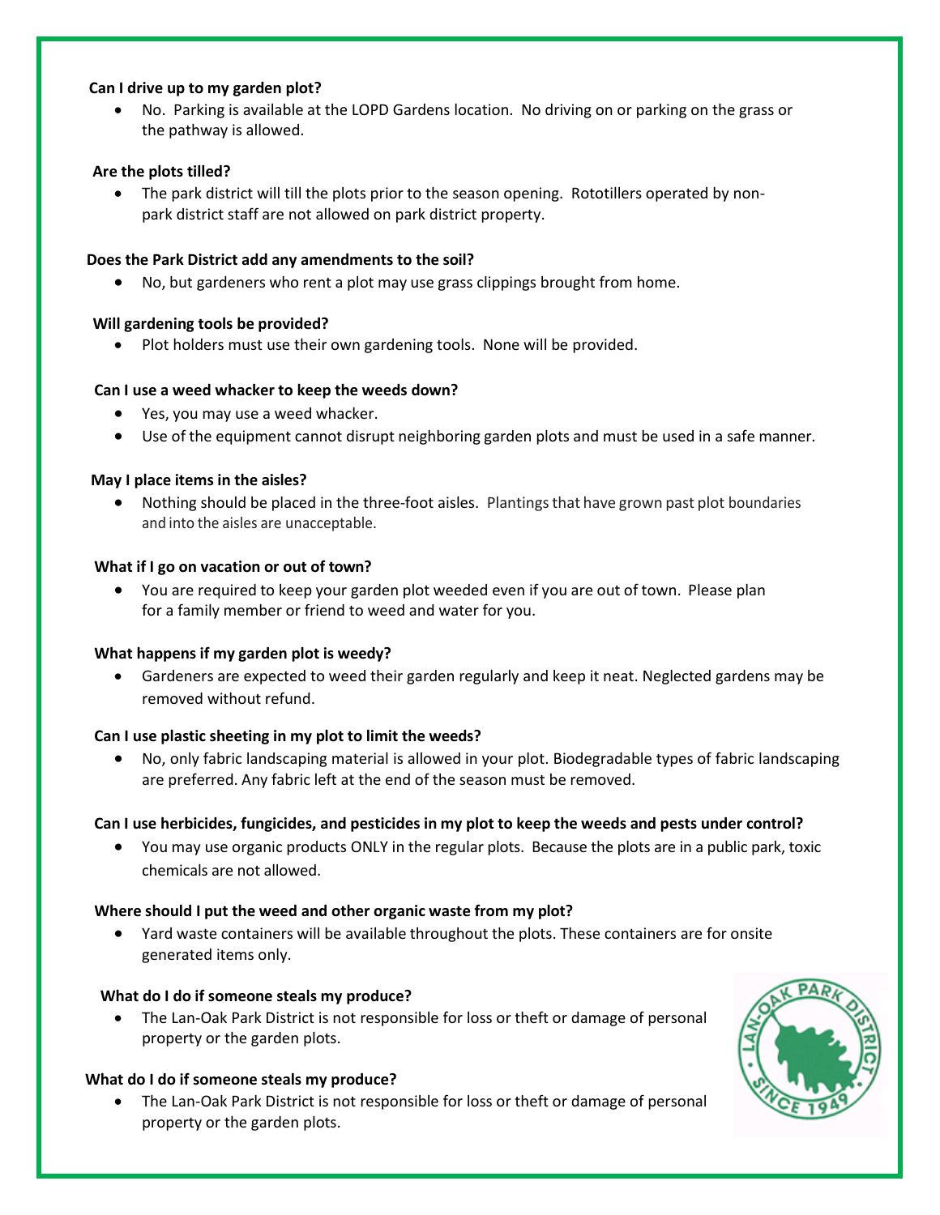**Can I drive up to my garden plot?**

- No. Parking is available at the LOPD Gardens location. No driving on or parking on the grass or the pathway is allowed.

**Are the plots tilled?**

- The park district will till the plots prior to the season opening. Rototillers operated by non-park district staff are not allowed on park district property.

**Does the Park District add any amendments to the soil?**

- No, but gardeners who rent a plot may use grass clippings brought from home.

**Will gardening tools be provided?**

- Plot holders must use their own gardening tools. None will be provided.

**Can I use a weed whacker to keep the weeds down?**

- Yes, you may use a weed whacker.
- Use of the equipment cannot disrupt neighboring garden plots and must be used in a safe manner.

**May I place items in the aisles?**

- Nothing should be placed in the three-foot aisles. Plantings that have grown past plot boundaries and into the aisles are unacceptable.

**What if I go on vacation or out of town?**

- You are required to keep your garden plot weeded even if you are out of town. Please plan for a family member or friend to weed and water for you.

**What happens if my garden plot is weedy?**

- Gardeners are expected to weed their garden regularly and keep it neat. Neglected gardens may be removed without refund.

**Can I use plastic sheeting in my plot to limit the weeds?**

- No, only fabric landscaping material is allowed in your plot. Biodegradable types of fabric landscaping are preferred. Any fabric left at the end of the season must be removed.

**Can I use herbicides, fungicides, and pesticides in my plot to keep the weeds and pests under control?**

- You may use organic products ONLY in the regular plots. Because the plots are in a public park, toxic chemicals are not allowed.

**Where should I put the weed and other organic waste from my plot?**

- Yard waste containers will be available throughout the plots. These containers are for onsite generated items only.

**What do I do if someone steals my produce?**

- The Lan-Oak Park District is not responsible for loss or theft or damage of personal property or the garden plots.

**What do I do if someone steals my produce?**

- The Lan-Oak Park District is not responsible for loss or theft or damage of personal property or the garden plots.